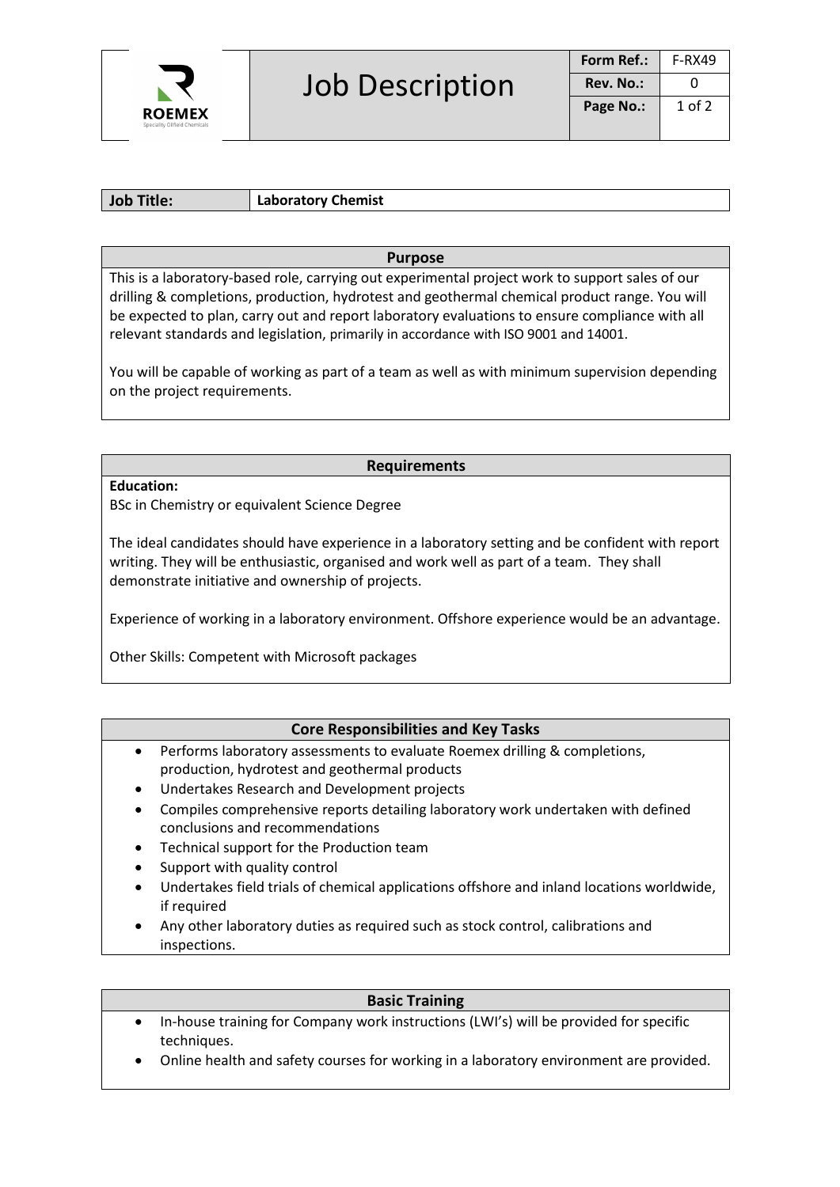# Job Description

| Form Ref.: | F-RX49 |
| --- | --- |
| Rev. No.: | 0 |

| **Job Title:** | **Laboratory Chemist** |
| --- | --- |

## Purpose

This is a laboratory-based role, carrying out experimental project work to support sales of our drilling & completions, production, hydrotest and geothermal chemical product range. You will be expected to plan, carry out and report laboratory evaluations to ensure compliance with all relevant standards and legislation, primarily in accordance with ISO 9001 and 14001.

You will be capable of working as part of a team as well as with minimum supervision depending on the project requirements.

## Requirements

**Education:**
BSc in Chemistry or equivalent Science Degree

The ideal candidates should have experience in a laboratory setting and be confident with report writing. They will be enthusiastic, organised and work well as part of a team. They shall demonstrate initiative and ownership of projects.

Experience of working in a laboratory environment. Offshore experience would be an advantage.

Other Skills: Competent with Microsoft packages

## Core Responsibilities and Key Tasks

- Performs laboratory assessments to evaluate Roemex drilling & completions, production, hydrotest and geothermal products
- Undertakes Research and Development projects
- Compiles comprehensive reports detailing laboratory work undertaken with defined conclusions and recommendations
- Technical support for the Production team
- Support with quality control
- Undertakes field trials of chemical applications offshore and inland locations worldwide, if required
- Any other laboratory duties as required such as stock control, calibrations and inspections.

## Basic Training

- In-house training for Company work instructions (LWI's) will be provided for specific techniques.
- Online health and safety courses for working in a laboratory environment are provided.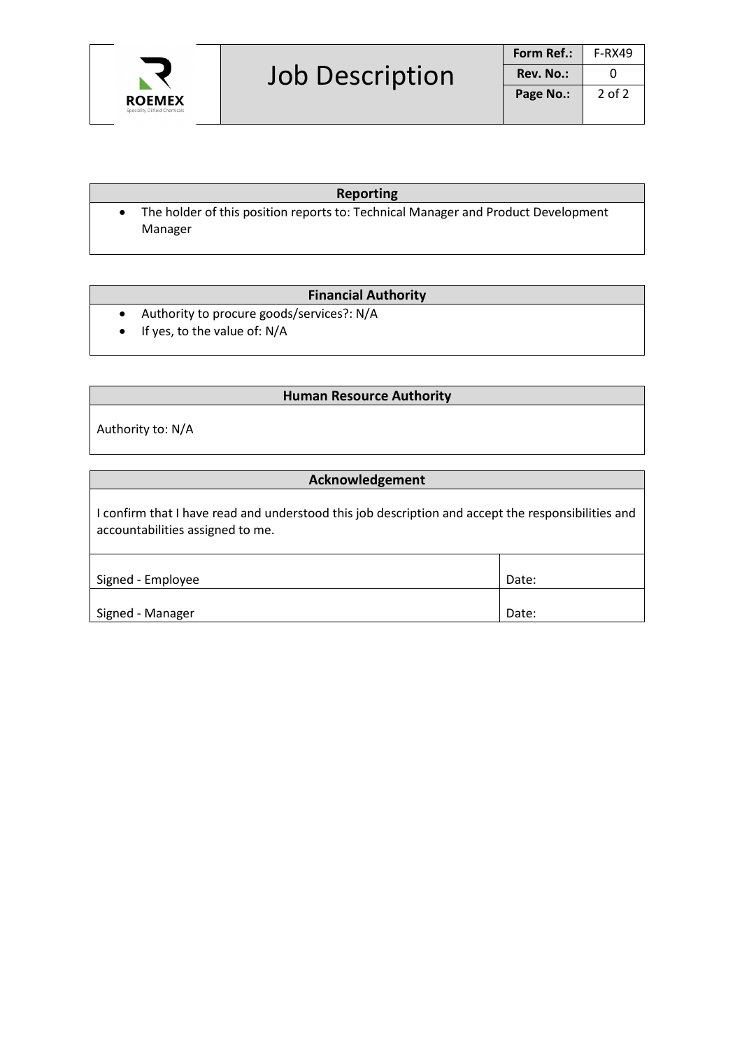## Reporting

- The holder of this position reports to: Technical Manager and Product Development Manager

## Financial Authority

- Authority to procure goods/services?: N/A
- If yes, to the value of: N/A

## Human Resource Authority

Authority to: N/A

## Acknowledgement

I confirm that I have read and understood this job description and accept the responsibilities and accountabilities assigned to me.

| | |
|---|---|
| Signed - Employee | Date: |
| Signed - Manager | Date: |